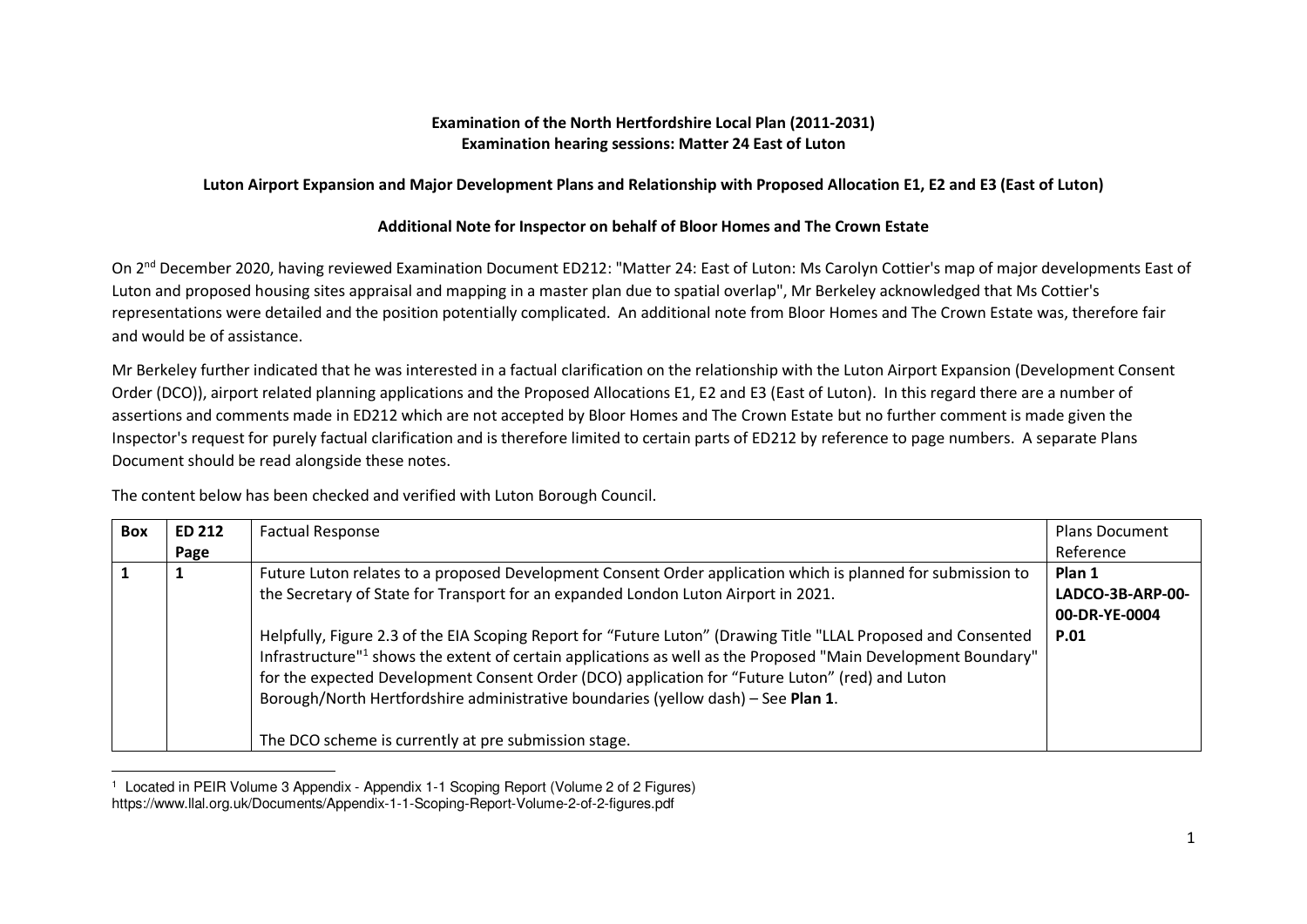**Examination of the North Hertfordshire Local Plan (2011-2031)**
**Examination hearing sessions: Matter 24 East of Luton**

**Luton Airport Expansion and Major Development Plans and Relationship with Proposed Allocation E1, E2 and E3 (East of Luton)**

**Additional Note for Inspector on behalf of Bloor Homes and The Crown Estate**

On 2nd December 2020, having reviewed Examination Document ED212: "Matter 24: East of Luton: Ms Carolyn Cottier's map of major developments East of Luton and proposed housing sites appraisal and mapping in a master plan due to spatial overlap", Mr Berkeley acknowledged that Ms Cottier's representations were detailed and the position potentially complicated. An additional note from Bloor Homes and The Crown Estate was, therefore fair and would be of assistance.

Mr Berkeley further indicated that he was interested in a factual clarification on the relationship with the Luton Airport Expansion (Development Consent Order (DCO)), airport related planning applications and the Proposed Allocations E1, E2 and E3 (East of Luton). In this regard there are a number of assertions and comments made in ED212 which are not accepted by Bloor Homes and The Crown Estate but no further comment is made given the Inspector's request for purely factual clarification and is therefore limited to certain parts of ED212 by reference to page numbers. A separate Plans Document should be read alongside these notes.

The content below has been checked and verified with Luton Borough Council.

| Box | ED 212 Page | Factual Response | Plans Document Reference |
|---|---|---|---|
| **1** | **1** | Future Luton relates to a proposed Development Consent Order application which is planned for submission to the Secretary of State for Transport for an expanded London Luton Airport in 2021.<br><br>Helpfully, Figure 2.3 of the EIA Scoping Report for "Future Luton" (Drawing Title "LLAL Proposed and Consented Infrastructure"[1] shows the extent of certain applications as well as the Proposed "Main Development Boundary" for the expected Development Consent Order (DCO) application for "Future Luton" (red) and Luton Borough/North Hertfordshire administrative boundaries (yellow dash) – See **Plan 1**.<br><br>The DCO scheme is currently at pre submission stage. | **Plan 1 LADCO-3B-ARP-00-00-DR-YE-0004 P.01** |

[1] Located in PEIR Volume 3 Appendix - Appendix 1-1 Scoping Report (Volume 2 of 2 Figures) https://www.llal.org.uk/Documents/Appendix-1-1-Scoping-Report-Volume-2-of-2-figures.pdf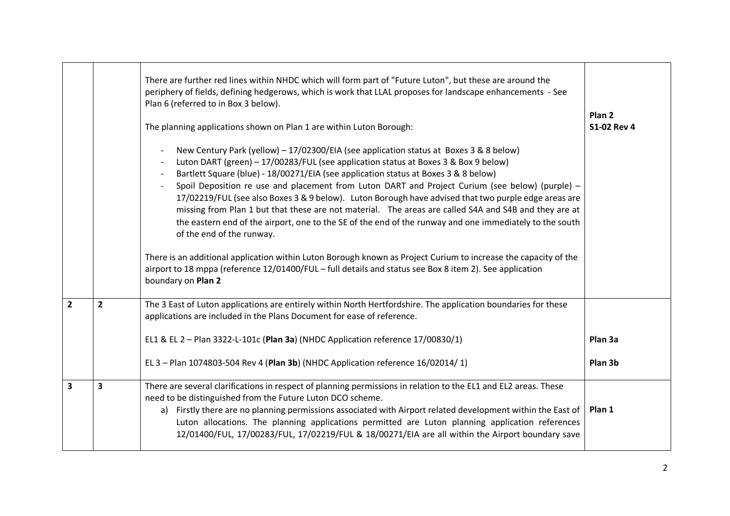| | | | |
|---|---|---|---|
| | | There are further red lines within NHDC which will form part of "Future Luton", but these are around the periphery of fields, defining hedgerows, which is work that LLAL proposes for landscape enhancements - See Plan 6 (referred to in Box 3 below).<br><br>The planning applications shown on Plan 1 are within Luton Borough:<br><br>- New Century Park (yellow) – 17/02300/EIA (see application status at Boxes 3 & 8 below)<br>- Luton DART (green) – 17/00283/FUL (see application status at Boxes 3 & Box 9 below)<br>- Bartlett Square (blue) - 18/00271/EIA (see application status at Boxes 3 & 8 below)<br>- Spoil Deposition re use and placement from Luton DART and Project Curium (see below) (purple) – 17/02219/FUL (see also Boxes 3 & 9 below). Luton Borough have advised that two purple edge areas are missing from Plan 1 but that these are not material. The areas are called S4A and S4B and they are at the eastern end of the airport, one to the SE of the end of the runway and one immediately to the south of the end of the runway.<br><br>There is an additional application within Luton Borough known as Project Curium to increase the capacity of the airport to 18 mppa (reference 12/01400/FUL – full details and status see Box 8 item 2). See application boundary on **Plan 2** | **Plan 2**<br>**S1-02 Rev 4** |
| **2** | **2** | The 3 East of Luton applications are entirely within North Hertfordshire. The application boundaries for these applications are included in the Plans Document for ease of reference.<br><br>EL1 & EL 2 – Plan 3322-L-101c (**Plan 3a**) (NHDC Application reference 17/00830/1)<br><br>EL 3 – Plan 1074803-504 Rev 4 (**Plan 3b**) (NHDC Application reference 16/02014/ 1) | <br><br><br>**Plan 3a**<br><br>**Plan 3b** |
| **3** | **3** | There are several clarifications in respect of planning permissions in relation to the EL1 and EL2 areas. These need to be distinguished from the Future Luton DCO scheme.<br>a) Firstly there are no planning permissions associated with Airport related development within the East of Luton allocations. The planning applications permitted are Luton planning application references 12/01400/FUL, 17/00283/FUL, 17/02219/FUL & 18/00271/EIA are all within the Airport boundary save | <br><br><br>**Plan 1** |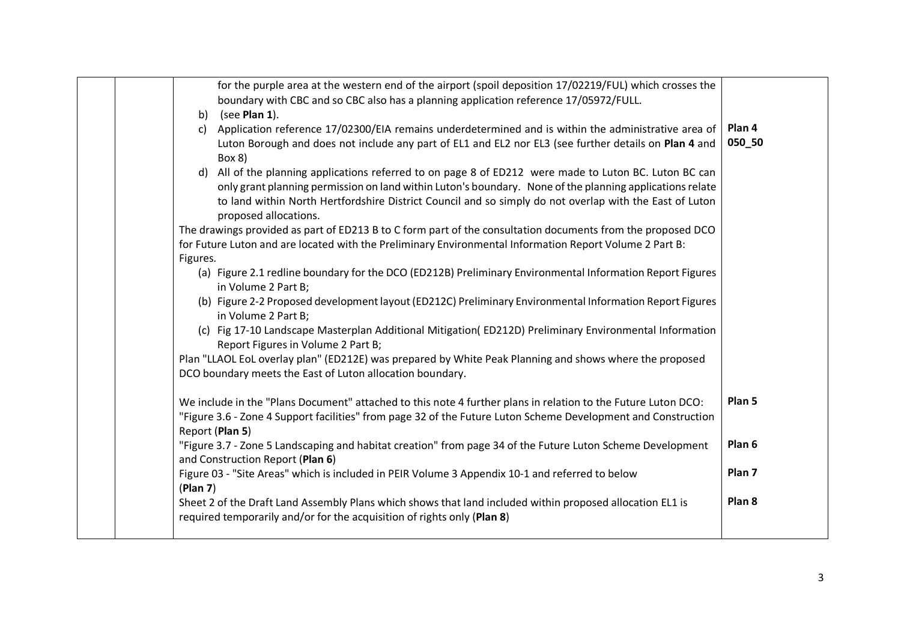| | | | |
|---|---|---|---|
| | | for the purple area at the western end of the airport (spoil deposition 17/02219/FUL) which crosses the boundary with CBC and so CBC also has a planning application reference 17/05972/FULL.<br>b) (see **Plan 1**).<br>c) Application reference 17/02300/EIA remains underdetermined and is within the administrative area of Luton Borough and does not include any part of EL1 and EL2 nor EL3 (see further details on **Plan 4** and Box 8)<br>d) All of the planning applications referred to on page 8 of ED212 were made to Luton BC. Luton BC can only grant planning permission on land within Luton's boundary. None of the planning applications relate to land within North Hertfordshire District Council and so simply do not overlap with the East of Luton proposed allocations.<br>The drawings provided as part of ED213 B to C form part of the consultation documents from the proposed DCO for Future Luton and are located with the Preliminary Environmental Information Report Volume 2 Part B: Figures.<br>(a) Figure 2.1 redline boundary for the DCO (ED212B) Preliminary Environmental Information Report Figures in Volume 2 Part B;<br>(b) Figure 2-2 Proposed development layout (ED212C) Preliminary Environmental Information Report Figures in Volume 2 Part B;<br>(c) Fig 17-10 Landscape Masterplan Additional Mitigation( ED212D) Preliminary Environmental Information Report Figures in Volume 2 Part B;<br>Plan "LLAOL EoL overlay plan" (ED212E) was prepared by White Peak Planning and shows where the proposed DCO boundary meets the East of Luton allocation boundary.<br><br>We include in the "Plans Document" attached to this note 4 further plans in relation to the Future Luton DCO:<br>"Figure 3.6 - Zone 4 Support facilities" from page 32 of the Future Luton Scheme Development and Construction Report (**Plan 5**)<br>"Figure 3.7 - Zone 5 Landscaping and habitat creation" from page 34 of the Future Luton Scheme Development and Construction Report (**Plan 6**)<br>Figure 03 - "Site Areas" which is included in PEIR Volume 3 Appendix 10-1 and referred to below (**Plan 7**)<br>Sheet 2 of the Draft Land Assembly Plans which shows that land included within proposed allocation EL1 is required temporarily and/or for the acquisition of rights only (**Plan 8**) | Plan 4<br>050_50<br><br>Plan 5<br><br>Plan 6<br><br>Plan 7<br><br>Plan 8 |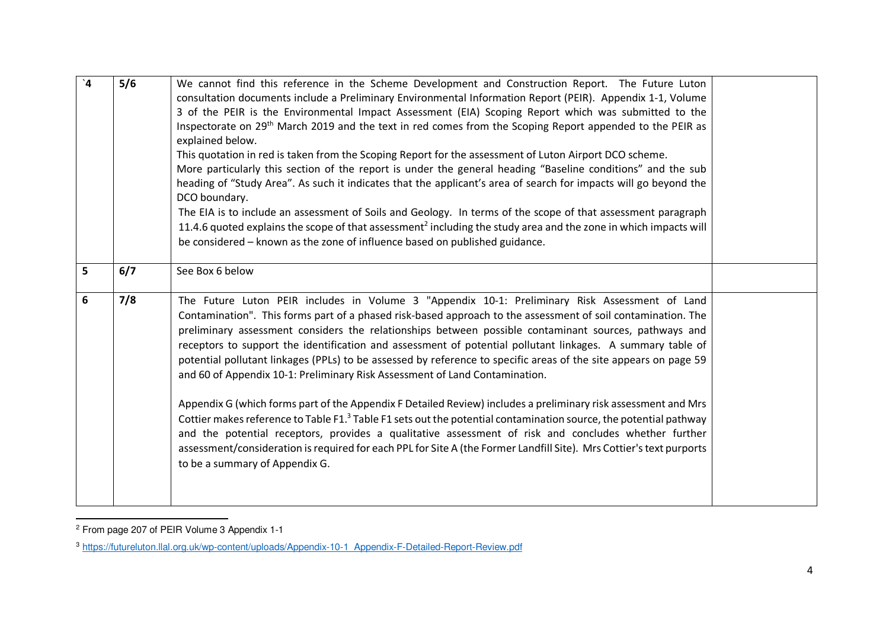| `4 | 5/6 | We cannot find this reference in the Scheme Development and Construction Report. The Future Luton consultation documents include a Preliminary Environmental Information Report (PEIR). Appendix 1-1, Volume 3 of the PEIR is the Environmental Impact Assessment (EIA) Scoping Report which was submitted to the Inspectorate on 29th March 2019 and the text in red comes from the Scoping Report appended to the PEIR as explained below.<br>This quotation in red is taken from the Scoping Report for the assessment of Luton Airport DCO scheme.<br>More particularly this section of the report is under the general heading "Baseline conditions" and the sub heading of "Study Area". As such it indicates that the applicant's area of search for impacts will go beyond the DCO boundary.<br>The EIA is to include an assessment of Soils and Geology. In terms of the scope of that assessment paragraph 11.4.6 quoted explains the scope of that assessment[2] including the study area and the zone in which impacts will be considered – known as the zone of influence based on published guidance. | |
|---|---|---|---|
| 5 | 6/7 | See Box 6 below | |
| 6 | 7/8 | The Future Luton PEIR includes in Volume 3 "Appendix 10-1: Preliminary Risk Assessment of Land Contamination". This forms part of a phased risk-based approach to the assessment of soil contamination. The preliminary assessment considers the relationships between possible contaminant sources, pathways and receptors to support the identification and assessment of potential pollutant linkages. A summary table of potential pollutant linkages (PPLs) to be assessed by reference to specific areas of the site appears on page 59 and 60 of Appendix 10-1: Preliminary Risk Assessment of Land Contamination.<br><br>Appendix G (which forms part of the Appendix F Detailed Review) includes a preliminary risk assessment and Mrs Cottier makes reference to Table F1.[3] Table F1 sets out the potential contamination source, the potential pathway and the potential receptors, provides a qualitative assessment of risk and concludes whether further assessment/consideration is required for each PPL for Site A (the Former Landfill Site). Mrs Cottier's text purports to be a summary of Appendix G. | |

[2] From page 207 of PEIR Volume 3 Appendix 1-1

[3] https://futureluton.llal.org.uk/wp-content/uploads/Appendix-10-1_Appendix-F-Detailed-Report-Review.pdf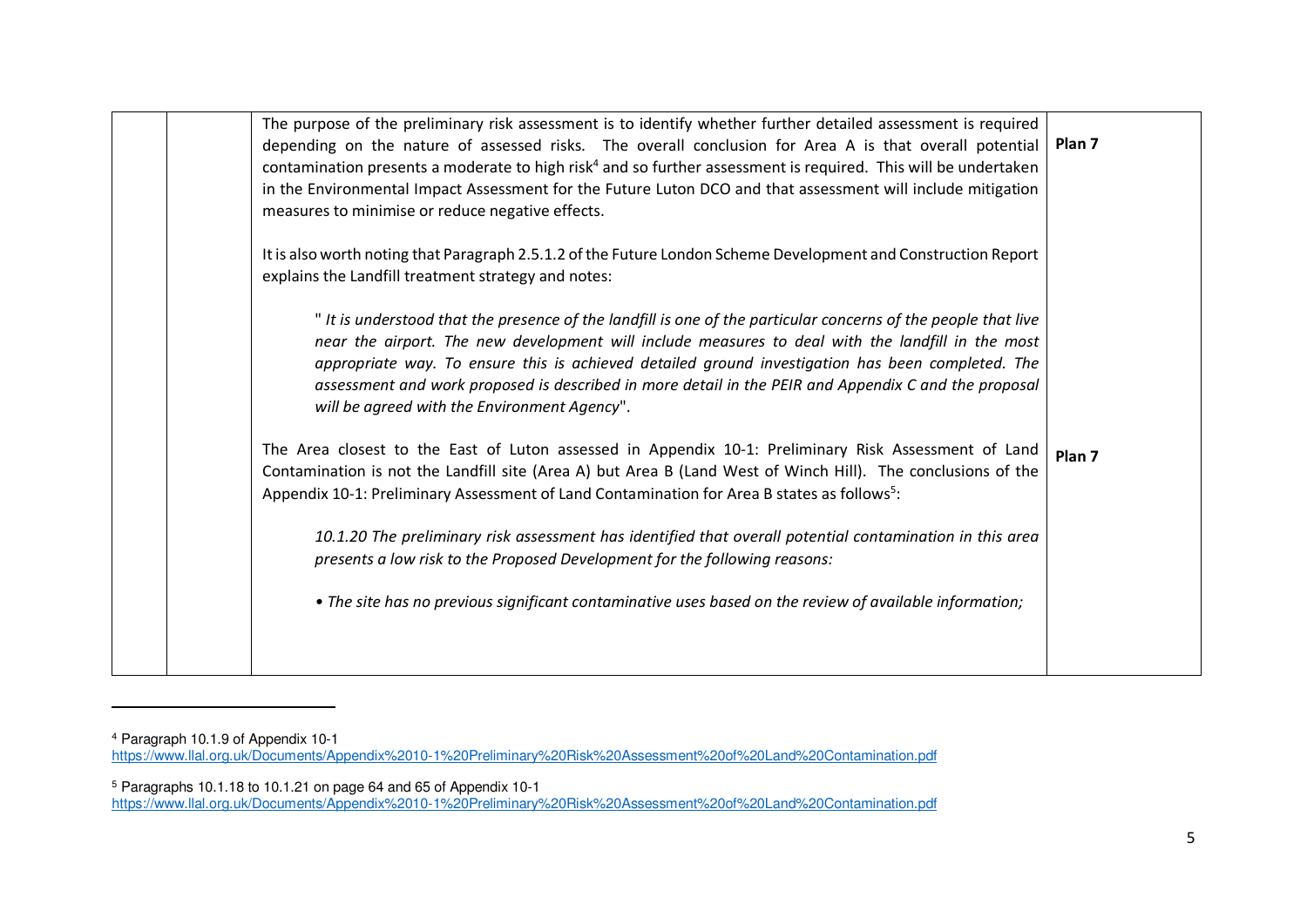| | | | |
|---|---|---|---|
| | | The purpose of the preliminary risk assessment is to identify whether further detailed assessment is required depending on the nature of assessed risks. The overall conclusion for Area A is that overall potential contamination presents a moderate to high risk[4] and so further assessment is required. This will be undertaken in the Environmental Impact Assessment for the Future Luton DCO and that assessment will include mitigation measures to minimise or reduce negative effects.<br><br>It is also worth noting that Paragraph 2.5.1.2 of the Future London Scheme Development and Construction Report explains the Landfill treatment strategy and notes:<br><br>" *It is understood that the presence of the landfill is one of the particular concerns of the people that live near the airport. The new development will include measures to deal with the landfill in the most appropriate way. To ensure this is achieved detailed ground investigation has been completed. The assessment and work proposed is described in more detail in the PEIR and Appendix C and the proposal will be agreed with the Environment Agency*". | **Plan 7** |
| | | The Area closest to the East of Luton assessed in Appendix 10-1: Preliminary Risk Assessment of Land Contamination is not the Landfill site (Area A) but Area B (Land West of Winch Hill). The conclusions of the Appendix 10-1: Preliminary Assessment of Land Contamination for Area B states as follows[5]:<br><br>*10.1.20 The preliminary risk assessment has identified that overall potential contamination in this area presents a low risk to the Proposed Development for the following reasons:*<br><br>*• The site has no previous significant contaminative uses based on the review of available information;* | **Plan 7** |

[4] Paragraph 10.1.9 of Appendix 10-1
https://www.llal.org.uk/Documents/Appendix%2010-1%20Preliminary%20Risk%20Assessment%20of%20Land%20Contamination.pdf

[5] Paragraphs 10.1.18 to 10.1.21 on page 64 and 65 of Appendix 10-1
https://www.llal.org.uk/Documents/Appendix%2010-1%20Preliminary%20Risk%20Assessment%20of%20Land%20Contamination.pdf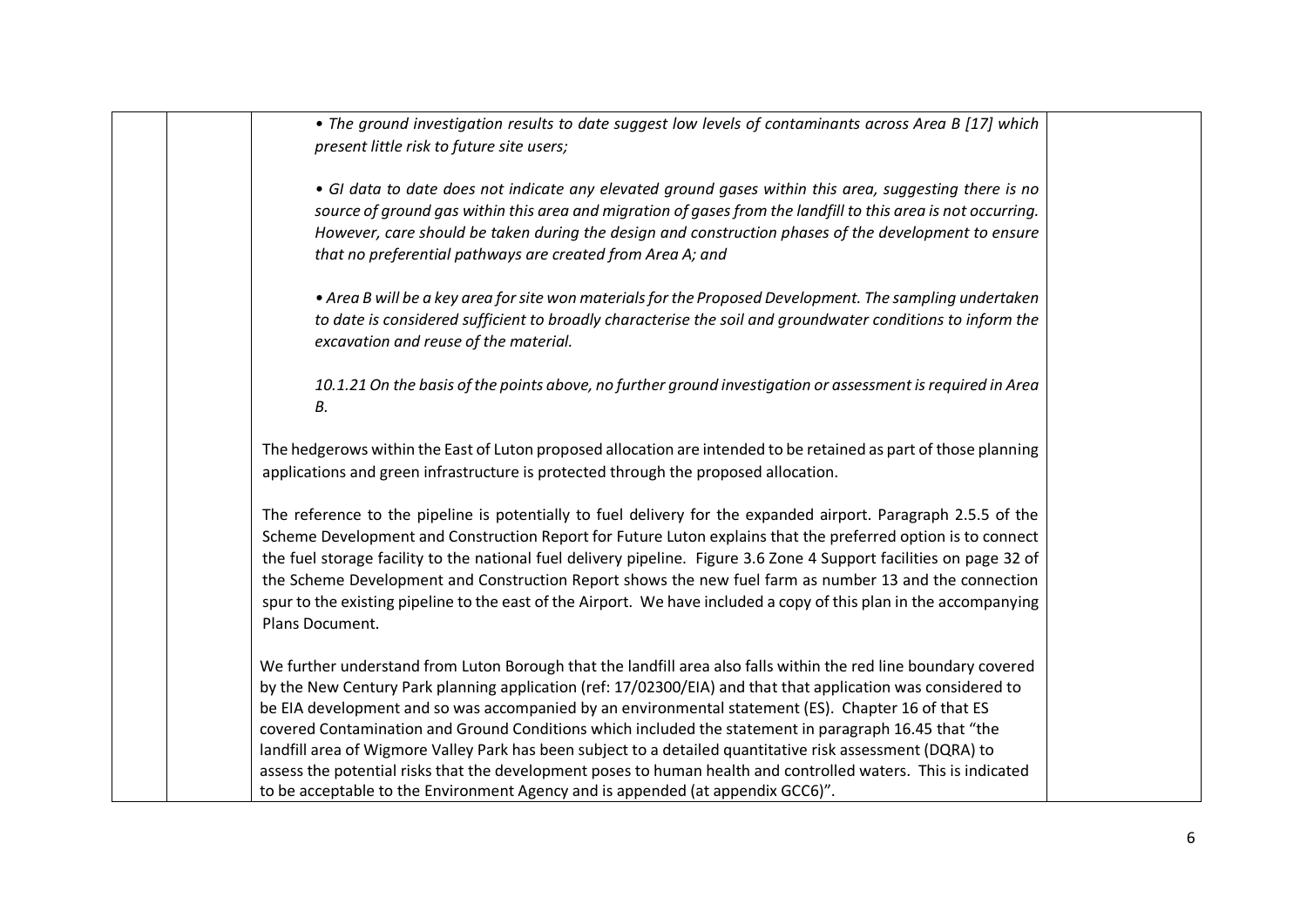| | | | |
|---|---|---|---|
| | | *• The ground investigation results to date suggest low levels of contaminants across Area B [17] which present little risk to future site users;*<br><br>*• GI data to date does not indicate any elevated ground gases within this area, suggesting there is no source of ground gas within this area and migration of gases from the landfill to this area is not occurring. However, care should be taken during the design and construction phases of the development to ensure that no preferential pathways are created from Area A; and*<br><br>*• Area B will be a key area for site won materials for the Proposed Development. The sampling undertaken to date is considered sufficient to broadly characterise the soil and groundwater conditions to inform the excavation and reuse of the material.*<br><br>*10.1.21 On the basis of the points above, no further ground investigation or assessment is required in Area B.*<br><br>The hedgerows within the East of Luton proposed allocation are intended to be retained as part of those planning applications and green infrastructure is protected through the proposed allocation.<br><br>The reference to the pipeline is potentially to fuel delivery for the expanded airport. Paragraph 2.5.5 of the Scheme Development and Construction Report for Future Luton explains that the preferred option is to connect the fuel storage facility to the national fuel delivery pipeline. Figure 3.6 Zone 4 Support facilities on page 32 of the Scheme Development and Construction Report shows the new fuel farm as number 13 and the connection spur to the existing pipeline to the east of the Airport. We have included a copy of this plan in the accompanying Plans Document.<br><br>We further understand from Luton Borough that the landfill area also falls within the red line boundary covered by the New Century Park planning application (ref: 17/02300/EIA) and that that application was considered to be EIA development and so was accompanied by an environmental statement (ES). Chapter 16 of that ES covered Contamination and Ground Conditions which included the statement in paragraph 16.45 that "the landfill area of Wigmore Valley Park has been subject to a detailed quantitative risk assessment (DQRA) to assess the potential risks that the development poses to human health and controlled waters. This is indicated to be acceptable to the Environment Agency and is appended (at appendix GCC6)". | |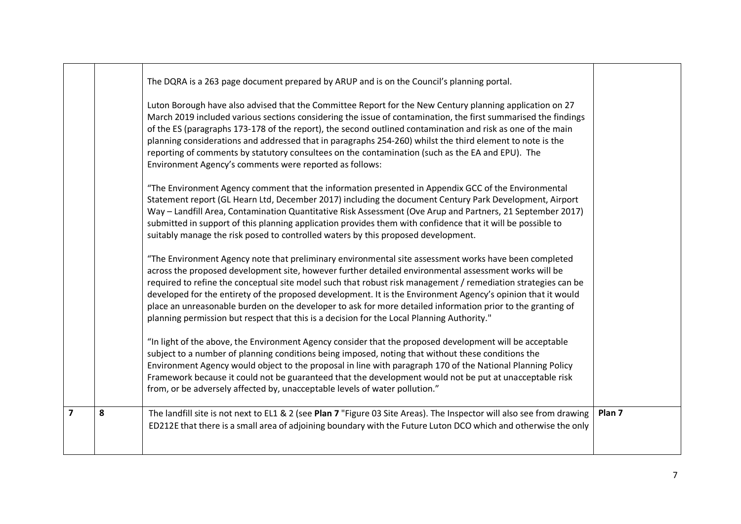| | | | |
|---|---|---|---|
| | | The DQRA is a 263 page document prepared by ARUP and is on the Council's planning portal.<br><br>Luton Borough have also advised that the Committee Report for the New Century planning application on 27 March 2019 included various sections considering the issue of contamination, the first summarised the findings of the ES (paragraphs 173-178 of the report), the second outlined contamination and risk as one of the main planning considerations and addressed that in paragraphs 254-260) whilst the third element to note is the reporting of comments by statutory consultees on the contamination (such as the EA and EPU). The Environment Agency's comments were reported as follows:<br><br>"The Environment Agency comment that the information presented in Appendix GCC of the Environmental Statement report (GL Hearn Ltd, December 2017) including the document Century Park Development, Airport Way – Landfill Area, Contamination Quantitative Risk Assessment (Ove Arup and Partners, 21 September 2017) submitted in support of this planning application provides them with confidence that it will be possible to suitably manage the risk posed to controlled waters by this proposed development.<br><br>"The Environment Agency note that preliminary environmental site assessment works have been completed across the proposed development site, however further detailed environmental assessment works will be required to refine the conceptual site model such that robust risk management / remediation strategies can be developed for the entirety of the proposed development. It is the Environment Agency's opinion that it would place an unreasonable burden on the developer to ask for more detailed information prior to the granting of planning permission but respect that this is a decision for the Local Planning Authority."<br><br>"In light of the above, the Environment Agency consider that the proposed development will be acceptable subject to a number of planning conditions being imposed, noting that without these conditions the Environment Agency would object to the proposal in line with paragraph 170 of the National Planning Policy Framework because it could not be guaranteed that the development would not be put at unacceptable risk from, or be adversely affected by, unacceptable levels of water pollution." | |
| **7** | **8** | The landfill site is not next to EL1 & 2 (see **Plan 7** "Figure 03 Site Areas). The Inspector will also see from drawing ED212E that there is a small area of adjoining boundary with the Future Luton DCO which and otherwise the only | **Plan 7** |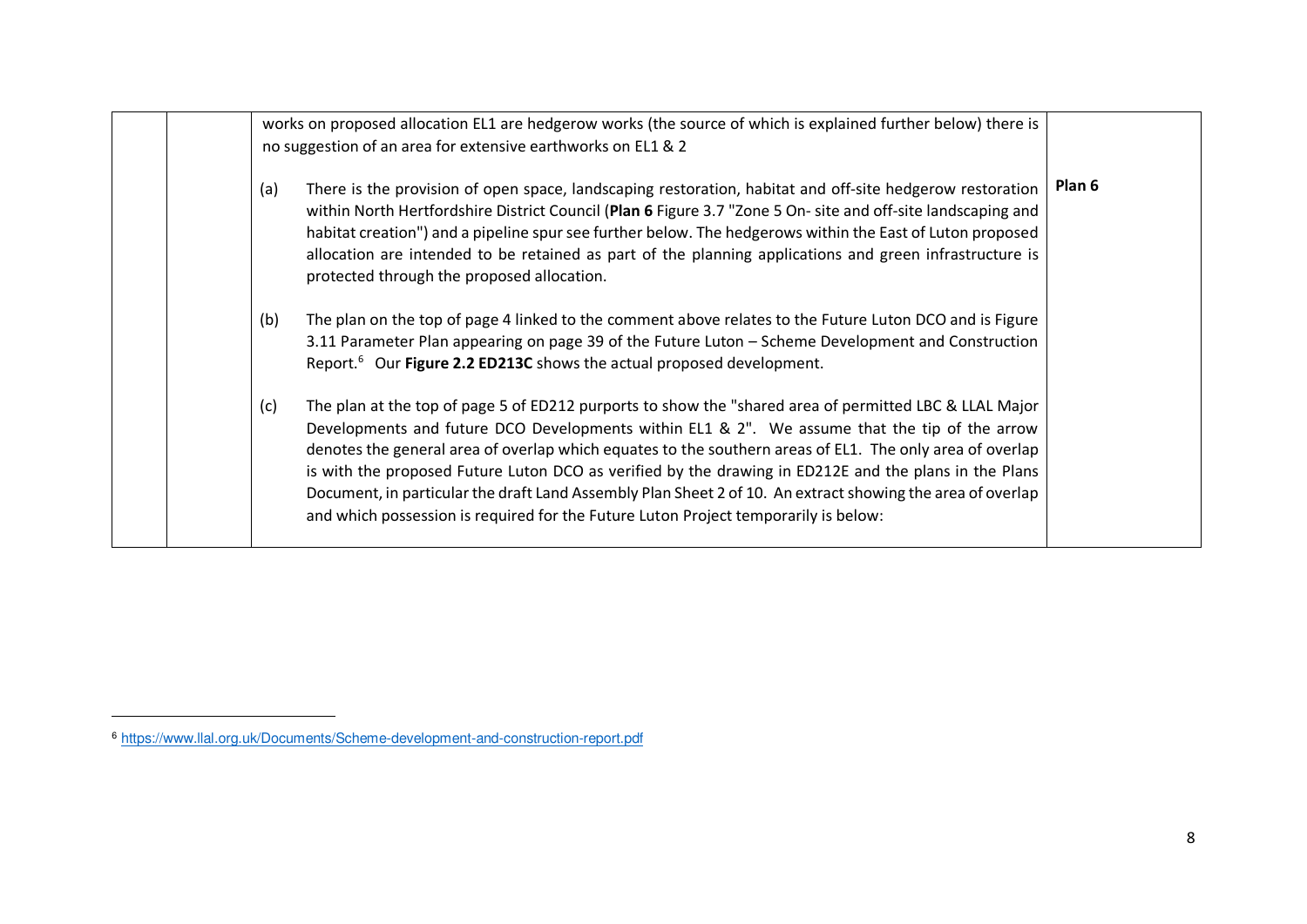| | | | |
|---|---|---|---|
| | | works on proposed allocation EL1 are hedgerow works (the source of which is explained further below) there is no suggestion of an area for extensive earthworks on EL1 & 2<br><br>(a) There is the provision of open space, landscaping restoration, habitat and off-site hedgerow restoration within North Hertfordshire District Council (**Plan 6** Figure 3.7 "Zone 5 On- site and off-site landscaping and habitat creation") and a pipeline spur see further below. The hedgerows within the East of Luton proposed allocation are intended to be retained as part of the planning applications and green infrastructure is protected through the proposed allocation.<br><br>(b) The plan on the top of page 4 linked to the comment above relates to the Future Luton DCO and is Figure 3.11 Parameter Plan appearing on page 39 of the Future Luton – Scheme Development and Construction Report.[6] Our **Figure 2.2 ED213C** shows the actual proposed development.<br><br>(c) The plan at the top of page 5 of ED212 purports to show the "shared area of permitted LBC & LLAL Major Developments and future DCO Developments within EL1 & 2". We assume that the tip of the arrow denotes the general area of overlap which equates to the southern areas of EL1. The only area of overlap is with the proposed Future Luton DCO as verified by the drawing in ED212E and the plans in the Plans Document, in particular the draft Land Assembly Plan Sheet 2 of 10. An extract showing the area of overlap and which possession is required for the Future Luton Project temporarily is below: | **Plan 6** |

[6] https://www.llal.org.uk/Documents/Scheme-development-and-construction-report.pdf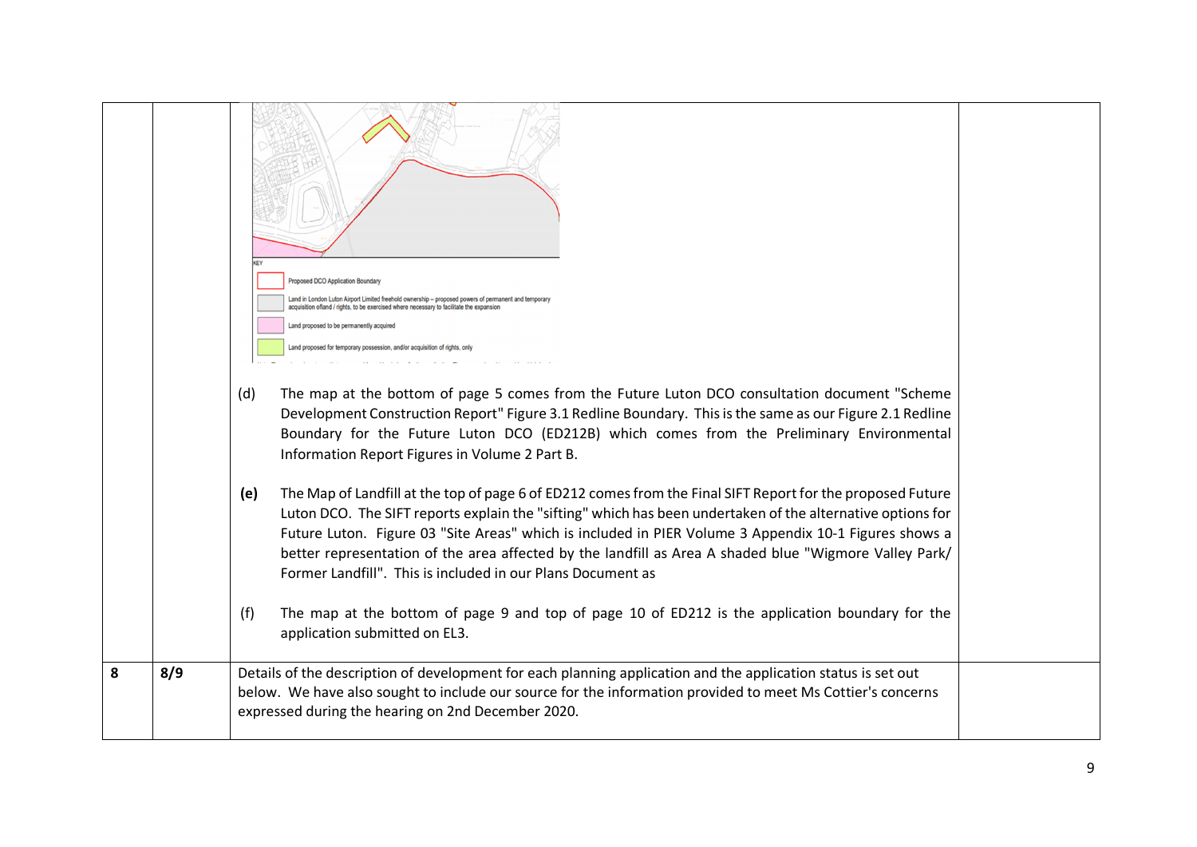| | | | |
|---|---|---|---|
| | | KEY<br>Proposed DCO Application Boundary<br>Land in London Luton Airport Limited freehold ownership – proposed powers of permanent and temporary acquisition of land / rights, to be exercised where necessary to facilitate the expansion<br>Land proposed to be permanently acquired<br>Land proposed for temporary possession, and/or acquisition of rights, only<br><br>(d) The map at the bottom of page 5 comes from the Future Luton DCO consultation document "Scheme Development Construction Report" Figure 3.1 Redline Boundary. This is the same as our Figure 2.1 Redline Boundary for the Future Luton DCO (ED212B) which comes from the Preliminary Environmental Information Report Figures in Volume 2 Part B.<br><br>**(e)** The Map of Landfill at the top of page 6 of ED212 comes from the Final SIFT Report for the proposed Future Luton DCO. The SIFT reports explain the "sifting" which has been undertaken of the alternative options for Future Luton. Figure 03 "Site Areas" which is included in PIER Volume 3 Appendix 10-1 Figures shows a better representation of the area affected by the landfill as Area A shaded blue "Wigmore Valley Park/ Former Landfill". This is included in our Plans Document as<br><br>(f) The map at the bottom of page 9 and top of page 10 of ED212 is the application boundary for the application submitted on EL3. | |
| **8** | **8/9** | Details of the description of development for each planning application and the application status is set out below. We have also sought to include our source for the information provided to meet Ms Cottier's concerns expressed during the hearing on 2nd December 2020. | |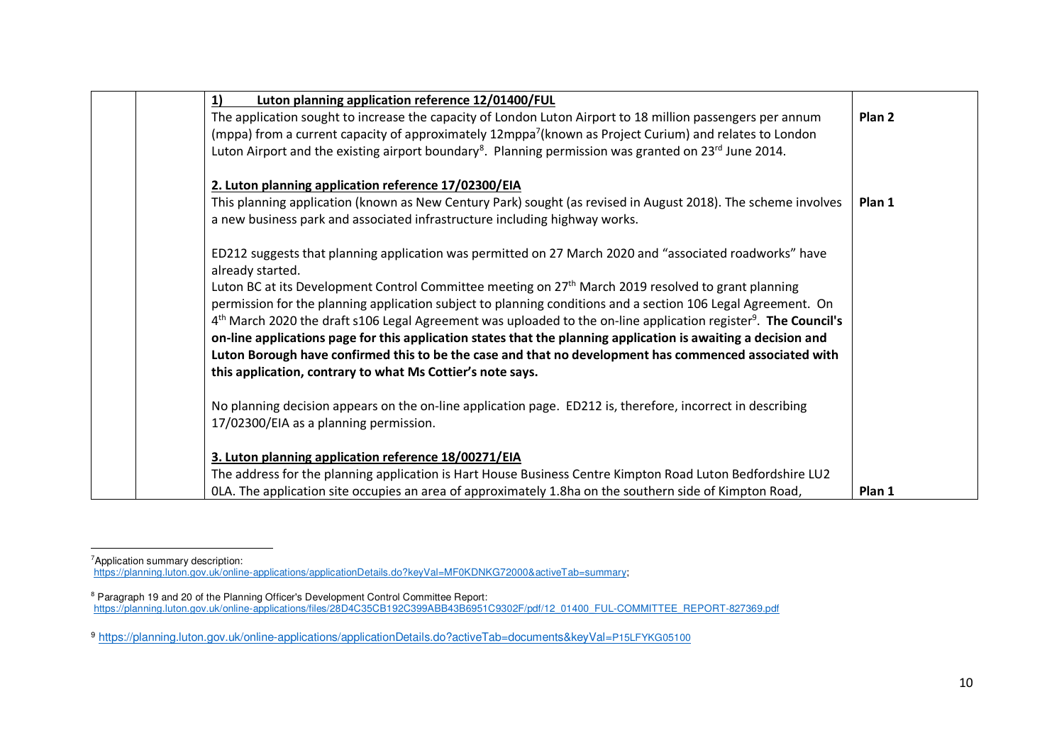| | | | |
|---|---|---|---|
| | | **1) Luton planning application reference 12/01400/FUL**<br>The application sought to increase the capacity of London Luton Airport to 18 million passengers per annum (mppa) from a current capacity of approximately 12mppa[7](known as Project Curium) and relates to London Luton Airport and the existing airport boundary[8]. Planning permission was granted on 23rd June 2014. | **Plan 2** |
| | | **2. Luton planning application reference 17/02300/EIA**<br>This planning application (known as New Century Park) sought (as revised in August 2018). The scheme involves a new business park and associated infrastructure including highway works.<br><br>ED212 suggests that planning application was permitted on 27 March 2020 and "associated roadworks" have already started.<br>Luton BC at its Development Control Committee meeting on 27th March 2019 resolved to grant planning permission for the planning application subject to planning conditions and a section 106 Legal Agreement. On 4th March 2020 the draft s106 Legal Agreement was uploaded to the on-line application register[9]. **The Council's on-line applications page for this application states that the planning application is awaiting a decision and Luton Borough have confirmed this to be the case and that no development has commenced associated with this application, contrary to what Ms Cottier's note says.**<br><br>No planning decision appears on the on-line application page. ED212 is, therefore, incorrect in describing 17/02300/EIA as a planning permission. | **Plan 1** |
| | | **3. Luton planning application reference 18/00271/EIA**<br>The address for the planning application is Hart House Business Centre Kimpton Road Luton Bedfordshire LU2 0LA. The application site occupies an area of approximately 1.8ha on the southern side of Kimpton Road, | **Plan 1** |

[7]Application summary description: https://planning.luton.gov.uk/online-applications/applicationDetails.do?keyVal=MF0KDNKG72000&activeTab=summary;

[8] Paragraph 19 and 20 of the Planning Officer's Development Control Committee Report: https://planning.luton.gov.uk/online-applications/files/28D4C35CB192C399ABB43B6951C9302F/pdf/12_01400_FUL-COMMITTEE_REPORT-827369.pdf

[9] https://planning.luton.gov.uk/online-applications/applicationDetails.do?activeTab=documents&keyVal=P15LFYKG05100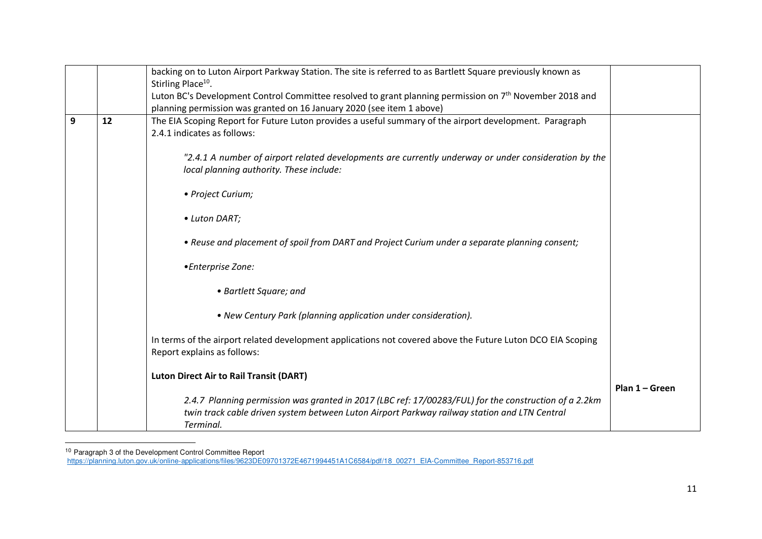| | | | |
|---|---|---|---|
| | | backing on to Luton Airport Parkway Station. The site is referred to as Bartlett Square previously known as Stirling Place[10].<br>Luton BC's Development Control Committee resolved to grant planning permission on 7th November 2018 and planning permission was granted on 16 January 2020 (see item 1 above) | |
| 9 | 12 | The EIA Scoping Report for Future Luton provides a useful summary of the airport development. Paragraph 2.4.1 indicates as follows:<br><br>*"2.4.1 A number of airport related developments are currently underway or under consideration by the local planning authority. These include:*<br><br>*• Project Curium;*<br><br>*• Luton DART;*<br><br>*• Reuse and placement of spoil from DART and Project Curium under a separate planning consent;*<br><br>*•Enterprise Zone:*<br><br>*• Bartlett Square; and*<br><br>*• New Century Park (planning application under consideration).*<br><br>In terms of the airport related development applications not covered above the Future Luton DCO EIA Scoping Report explains as follows:<br><br>**Luton Direct Air to Rail Transit (DART)**<br><br>*2.4.7 Planning permission was granted in 2017 (LBC ref: 17/00283/FUL) for the construction of a 2.2km twin track cable driven system between Luton Airport Parkway railway station and LTN Central Terminal.* | **Plan 1 – Green** |

[10] Paragraph 3 of the Development Control Committee Report https://planning.luton.gov.uk/online-applications/files/9623DE09701372E4671994451A1C6584/pdf/18_00271_EIA-Committee_Report-853716.pdf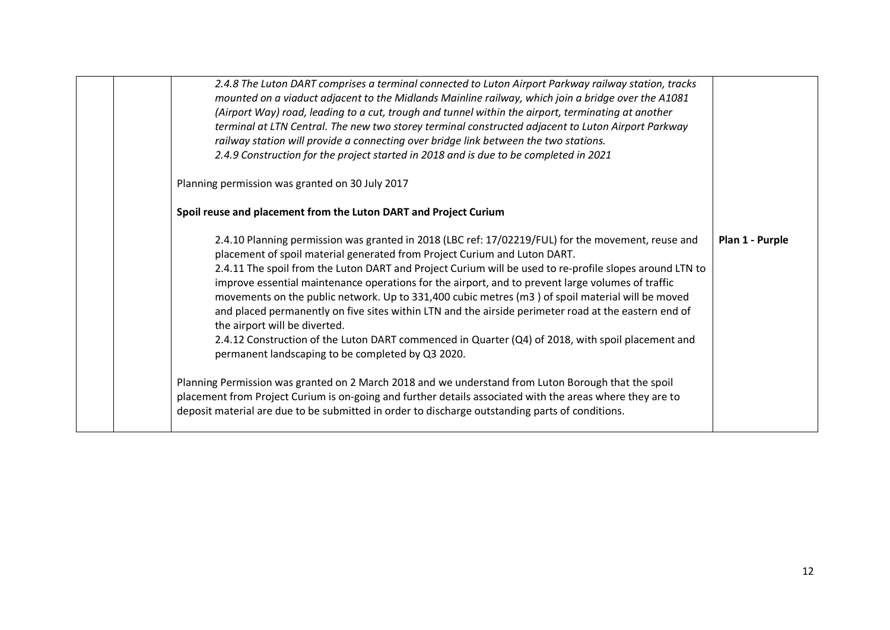| | | | |
|---|---|---|---|
| | | *2.4.8 The Luton DART comprises a terminal connected to Luton Airport Parkway railway station, tracks mounted on a viaduct adjacent to the Midlands Mainline railway, which join a bridge over the A1081 (Airport Way) road, leading to a cut, trough and tunnel within the airport, terminating at another terminal at LTN Central. The new two storey terminal constructed adjacent to Luton Airport Parkway railway station will provide a connecting over bridge link between the two stations.*<br>*2.4.9 Construction for the project started in 2018 and is due to be completed in 2021*<br><br>Planning permission was granted on 30 July 2017<br><br>**Spoil reuse and placement from the Luton DART and Project Curium**<br><br>2.4.10 Planning permission was granted in 2018 (LBC ref: 17/02219/FUL) for the movement, reuse and placement of spoil material generated from Project Curium and Luton DART.<br>2.4.11 The spoil from the Luton DART and Project Curium will be used to re-profile slopes around LTN to improve essential maintenance operations for the airport, and to prevent large volumes of traffic movements on the public network. Up to 331,400 cubic metres (m3 ) of spoil material will be moved and placed permanently on five sites within LTN and the airside perimeter road at the eastern end of the airport will be diverted.<br>2.4.12 Construction of the Luton DART commenced in Quarter (Q4) of 2018, with spoil placement and permanent landscaping to be completed by Q3 2020.<br><br>Planning Permission was granted on 2 March 2018 and we understand from Luton Borough that the spoil placement from Project Curium is on-going and further details associated with the areas where they are to deposit material are due to be submitted in order to discharge outstanding parts of conditions. | **Plan 1 - Purple** |